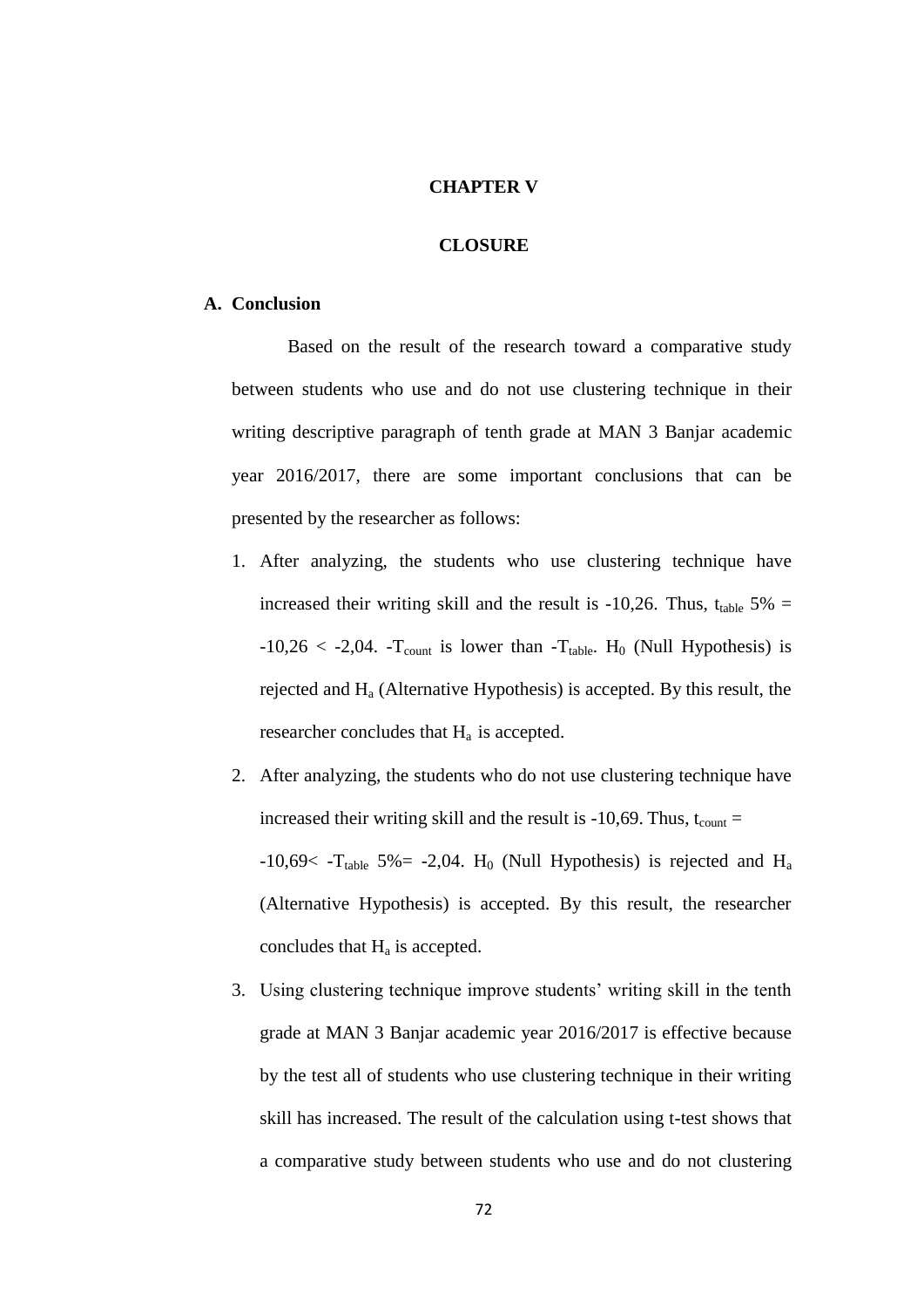# CHAPTER V

# CLOSURE

## A. Conclusion

Based on the result of the research toward a comparative study between students who use and do not use clustering technique in their writing descriptive paragraph of tenth grade at MAN 3 Banjar academic year 2016/2017, there are some important conclusions that can be presented by the researcher as follows:

1. After analyzing, the students who use clustering technique have increased their writing skill and the result is -10,26. Thus, $t_{table}$ 5% = -10,26 < -2,04. -$T_{count}$ is lower than -$T_{table}$. $H_0$ (Null Hypothesis) is rejected and $H_a$ (Alternative Hypothesis) is accepted. By this result, the researcher concludes that $H_a$ is accepted.
2. After analyzing, the students who do not use clustering technique have increased their writing skill and the result is -10,69. Thus, $t_{count}$ = -10,69< -$T_{table}$ 5%= -2,04. $H_0$ (Null Hypothesis) is rejected and $H_a$ (Alternative Hypothesis) is accepted. By this result, the researcher concludes that $H_a$ is accepted.
3. Using clustering technique improve students' writing skill in the tenth grade at MAN 3 Banjar academic year 2016/2017 is effective because by the test all of students who use clustering technique in their writing skill has increased. The result of the calculation using t-test shows that a comparative study between students who use and do not clustering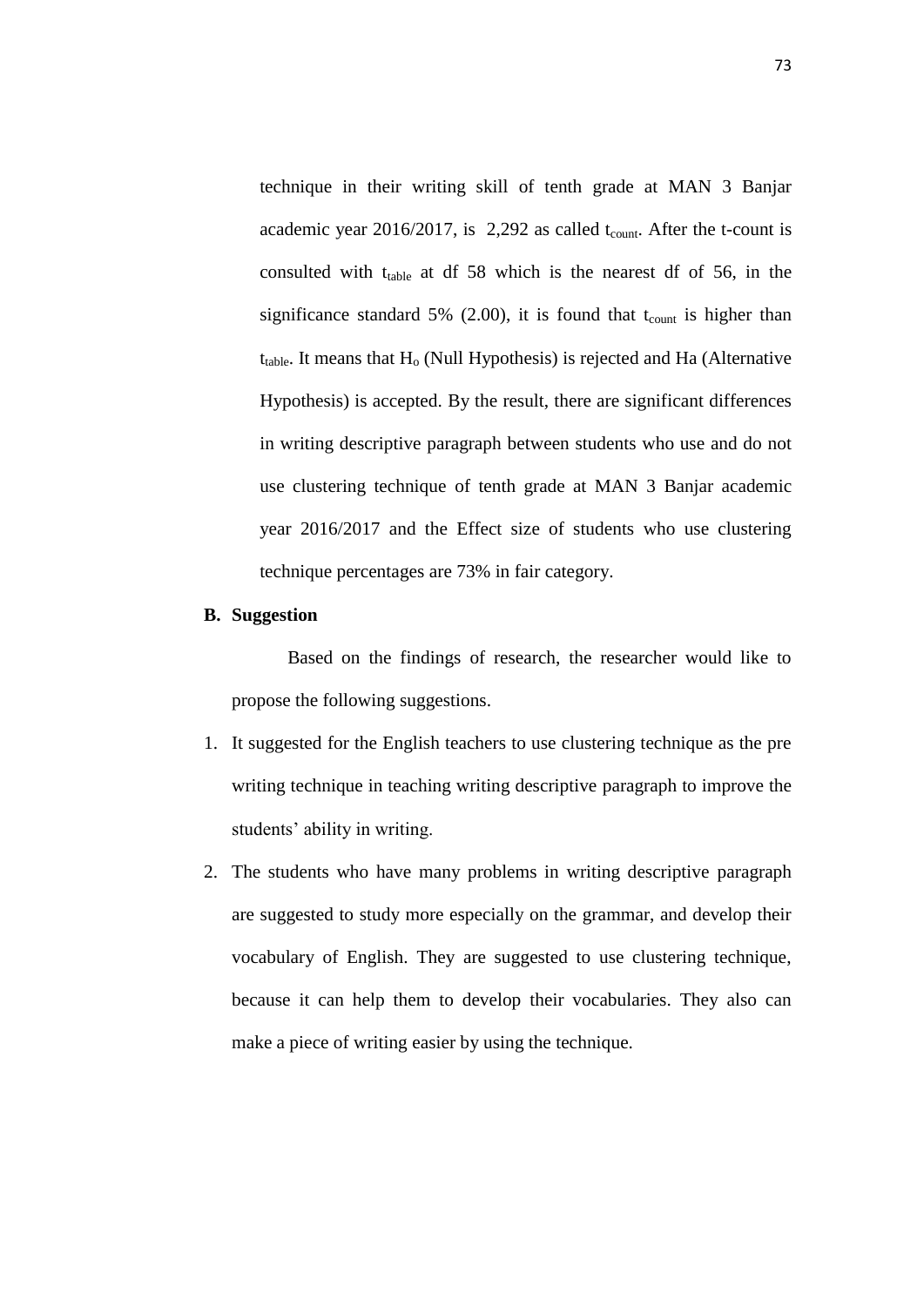technique in their writing skill of tenth grade at MAN 3 Banjar academic year 2016/2017, is 2,292 as called $t_{count}$. After the t-count is consulted with $t_{table}$ at df 58 which is the nearest df of 56, in the significance standard 5% (2.00), it is found that $t_{count}$ is higher than $t_{table}$. It means that $H_o$ (Null Hypothesis) is rejected and Ha (Alternative Hypothesis) is accepted. By the result, there are significant differences in writing descriptive paragraph between students who use and do not use clustering technique of tenth grade at MAN 3 Banjar academic year 2016/2017 and the Effect size of students who use clustering technique percentages are 73% in fair category.

## B. Suggestion

Based on the findings of research, the researcher would like to propose the following suggestions.

1. It suggested for the English teachers to use clustering technique as the pre writing technique in teaching writing descriptive paragraph to improve the students' ability in writing.
2. The students who have many problems in writing descriptive paragraph are suggested to study more especially on the grammar, and develop their vocabulary of English. They are suggested to use clustering technique, because it can help them to develop their vocabularies. They also can make a piece of writing easier by using the technique.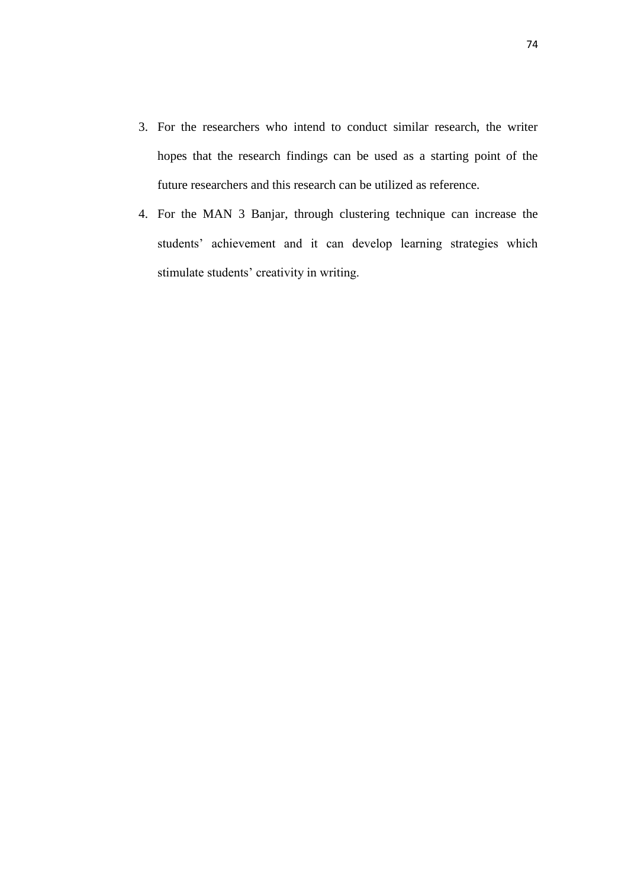3. For the researchers who intend to conduct similar research, the writer hopes that the research findings can be used as a starting point of the future researchers and this research can be utilized as reference.
4. For the MAN 3 Banjar, through clustering technique can increase the students' achievement and it can develop learning strategies which stimulate students' creativity in writing.